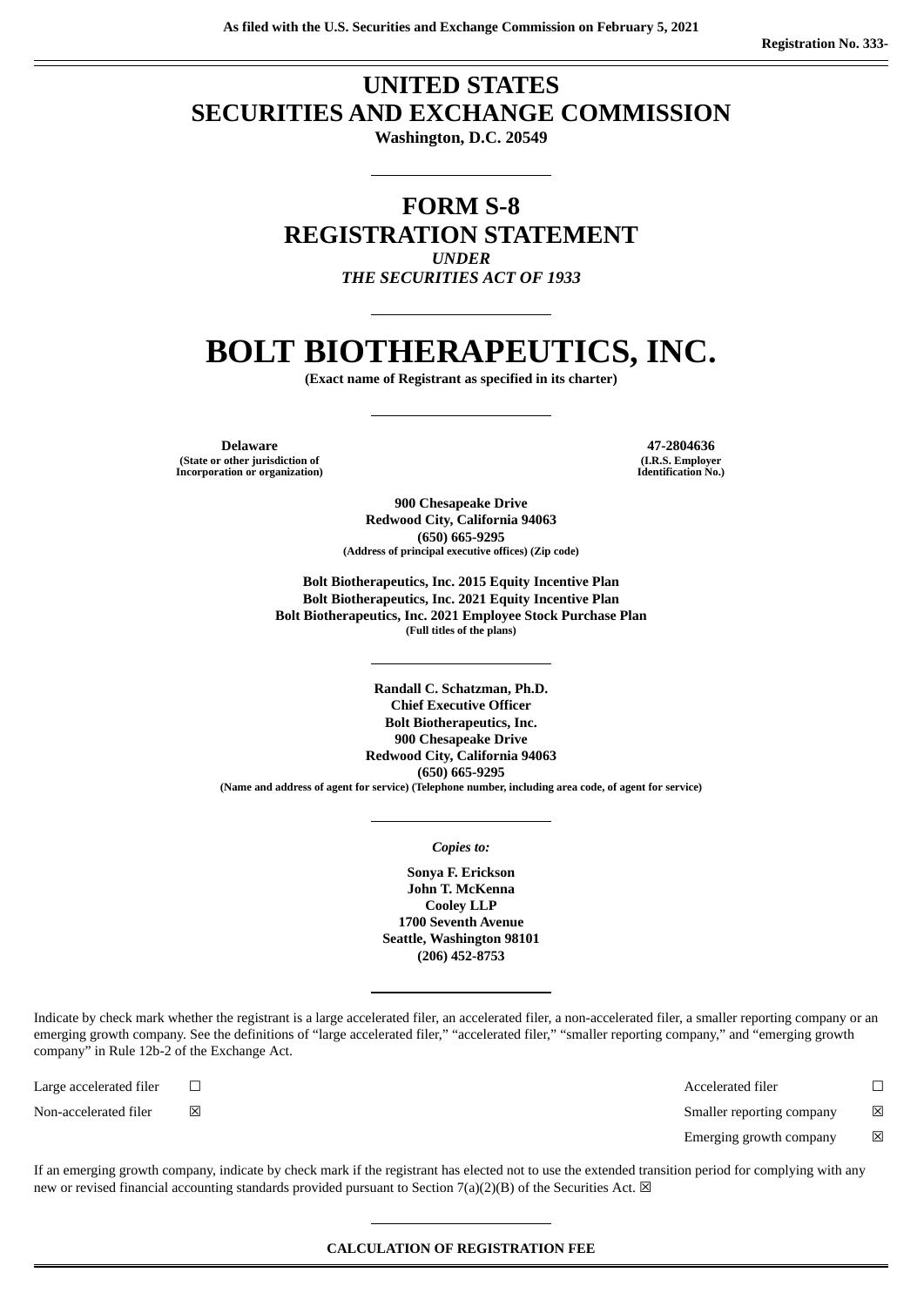As filed with the U.S. Securities and Exchange Commission on February 5, 2021

Registration No. 333-

# UNITED STATES
# SECURITIES AND EXCHANGE COMMISSION

**Washington, D.C. 20549**

# FORM S-8
# REGISTRATION STATEMENT

*UNDER*
*THE SECURITIES ACT OF 1933*

# BOLT BIOTHERAPEUTICS, INC.

**(Exact name of Registrant as specified in its charter)**

| **Delaware** | **47-2804636** |
|---|---|
| (State or other jurisdiction of Incorporation or organization) | (I.R.S. Employer Identification No.) |

**900 Chesapeake Drive**
**Redwood City, California 94063**
**(650) 665-9295**
**(Address of principal executive offices) (Zip code)**

**Bolt Biotherapeutics, Inc. 2015 Equity Incentive Plan**
**Bolt Biotherapeutics, Inc. 2021 Equity Incentive Plan**
**Bolt Biotherapeutics, Inc. 2021 Employee Stock Purchase Plan**
**(Full titles of the plans)**

**Randall C. Schatzman, Ph.D.**
**Chief Executive Officer**
**Bolt Biotherapeutics, Inc.**
**900 Chesapeake Drive**
**Redwood City, California 94063**
**(650) 665-9295**
**(Name and address of agent for service) (Telephone number, including area code, of agent for service)**

*Copies to:*

**Sonya F. Erickson**
**John T. McKenna**
**Cooley LLP**
**1700 Seventh Avenue**
**Seattle, Washington 98101**
**(206) 452-8753**

Indicate by check mark whether the registrant is a large accelerated filer, an accelerated filer, a non-accelerated filer, a smaller reporting company or an emerging growth company. See the definitions of "large accelerated filer," "accelerated filer," "smaller reporting company," and "emerging growth company" in Rule 12b-2 of the Exchange Act.

| | | | |
|---|---|---|---|
| Large accelerated filer | ☐ | Accelerated filer | ☐ |
| Non-accelerated filer | ☒ | Smaller reporting company | ☒ |
| | | Emerging growth company | ☒ |

If an emerging growth company, indicate by check mark if the registrant has elected not to use the extended transition period for complying with any new or revised financial accounting standards provided pursuant to Section 7(a)(2)(B) of the Securities Act. ☒

**CALCULATION OF REGISTRATION FEE**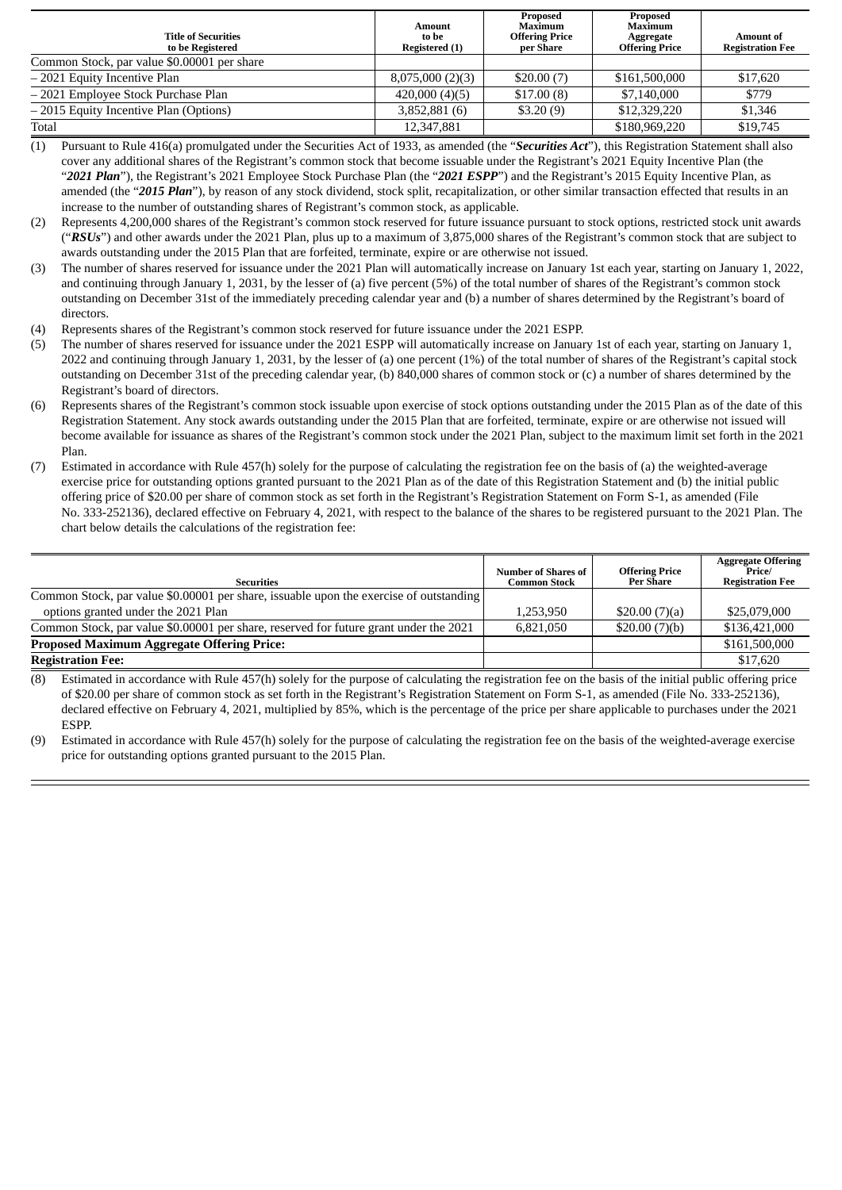| Title of Securities to be Registered | Amount to be Registered (1) | Proposed Maximum Offering Price per Share | Proposed Maximum Aggregate Offering Price | Amount of Registration Fee |
| --- | --- | --- | --- | --- |
| Common Stock, par value $0.00001 per share | | | | |
| – 2021 Equity Incentive Plan | 8,075,000 (2)(3) | $20.00 (7) | $161,500,000 | $17,620 |
| – 2021 Employee Stock Purchase Plan | 420,000 (4)(5) | $17.00 (8) | $7,140,000 | $779 |
| – 2015 Equity Incentive Plan (Options) | 3,852,881 (6) | $3.20 (9) | $12,329,220 | $1,346 |
| Total | 12,347,881 | | $180,969,220 | $19,745 |

(1) Pursuant to Rule 416(a) promulgated under the Securities Act of 1933, as amended (the "***Securities Act***"), this Registration Statement shall also cover any additional shares of the Registrant's common stock that become issuable under the Registrant's 2021 Equity Incentive Plan (the "***2021 Plan***"), the Registrant's 2021 Employee Stock Purchase Plan (the "***2021 ESPP***") and the Registrant's 2015 Equity Incentive Plan, as amended (the "***2015 Plan***"), by reason of any stock dividend, stock split, recapitalization, or other similar transaction effected that results in an increase to the number of outstanding shares of Registrant's common stock, as applicable.

(2) Represents 4,200,000 shares of the Registrant's common stock reserved for future issuance pursuant to stock options, restricted stock unit awards ("***RSUs***") and other awards under the 2021 Plan, plus up to a maximum of 3,875,000 shares of the Registrant's common stock that are subject to awards outstanding under the 2015 Plan that are forfeited, terminate, expire or are otherwise not issued.

(3) The number of shares reserved for issuance under the 2021 Plan will automatically increase on January 1st each year, starting on January 1, 2022, and continuing through January 1, 2031, by the lesser of (a) five percent (5%) of the total number of shares of the Registrant's common stock outstanding on December 31st of the immediately preceding calendar year and (b) a number of shares determined by the Registrant's board of directors.

(4) Represents shares of the Registrant's common stock reserved for future issuance under the 2021 ESPP.

(5) The number of shares reserved for issuance under the 2021 ESPP will automatically increase on January 1st of each year, starting on January 1, 2022 and continuing through January 1, 2031, by the lesser of (a) one percent (1%) of the total number of shares of the Registrant's capital stock outstanding on December 31st of the preceding calendar year, (b) 840,000 shares of common stock or (c) a number of shares determined by the Registrant's board of directors.

(6) Represents shares of the Registrant's common stock issuable upon exercise of stock options outstanding under the 2015 Plan as of the date of this Registration Statement. Any stock awards outstanding under the 2015 Plan that are forfeited, terminate, expire or are otherwise not issued will become available for issuance as shares of the Registrant's common stock under the 2021 Plan, subject to the maximum limit set forth in the 2021 Plan.

(7) Estimated in accordance with Rule 457(h) solely for the purpose of calculating the registration fee on the basis of (a) the weighted-average exercise price for outstanding options granted pursuant to the 2021 Plan as of the date of this Registration Statement and (b) the initial public offering price of $20.00 per share of common stock as set forth in the Registrant's Registration Statement on Form S-1, as amended (File No. 333-252136), declared effective on February 4, 2021, with respect to the balance of the shares to be registered pursuant to the 2021 Plan. The chart below details the calculations of the registration fee:

| Securities | Number of Shares of Common Stock | Offering Price Per Share | Aggregate Offering Price/ Registration Fee |
| --- | --- | --- | --- |
| Common Stock, par value $0.00001 per share, issuable upon the exercise of outstanding options granted under the 2021 Plan | 1,253,950 | $20.00 (7)(a) | $25,079,000 |
| Common Stock, par value $0.00001 per share, reserved for future grant under the 2021 | 6,821,050 | $20.00 (7)(b) | $136,421,000 |
| **Proposed Maximum Aggregate Offering Price:** | | | $161,500,000 |
| **Registration Fee:** | | | $17,620 |

(8) Estimated in accordance with Rule 457(h) solely for the purpose of calculating the registration fee on the basis of the initial public offering price of $20.00 per share of common stock as set forth in the Registrant's Registration Statement on Form S-1, as amended (File No. 333-252136), declared effective on February 4, 2021, multiplied by 85%, which is the percentage of the price per share applicable to purchases under the 2021 ESPP.

(9) Estimated in accordance with Rule 457(h) solely for the purpose of calculating the registration fee on the basis of the weighted-average exercise price for outstanding options granted pursuant to the 2015 Plan.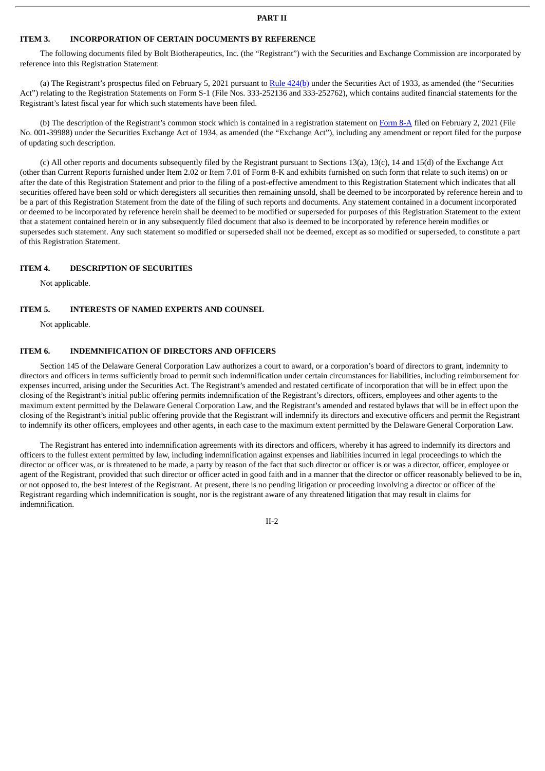# PART II

## ITEM 3. INCORPORATION OF CERTAIN DOCUMENTS BY REFERENCE

The following documents filed by Bolt Biotherapeutics, Inc. (the "Registrant") with the Securities and Exchange Commission are incorporated by reference into this Registration Statement:

(a) The Registrant's prospectus filed on February 5, 2021 pursuant to Rule 424(b) under the Securities Act of 1933, as amended (the "Securities Act") relating to the Registration Statements on Form S-1 (File Nos. 333-252136 and 333-252762), which contains audited financial statements for the Registrant's latest fiscal year for which such statements have been filed.

(b) The description of the Registrant's common stock which is contained in a registration statement on Form 8-A filed on February 2, 2021 (File No. 001-39988) under the Securities Exchange Act of 1934, as amended (the "Exchange Act"), including any amendment or report filed for the purpose of updating such description.

(c) All other reports and documents subsequently filed by the Registrant pursuant to Sections 13(a), 13(c), 14 and 15(d) of the Exchange Act (other than Current Reports furnished under Item 2.02 or Item 7.01 of Form 8-K and exhibits furnished on such form that relate to such items) on or after the date of this Registration Statement and prior to the filing of a post-effective amendment to this Registration Statement which indicates that all securities offered have been sold or which deregisters all securities then remaining unsold, shall be deemed to be incorporated by reference herein and to be a part of this Registration Statement from the date of the filing of such reports and documents. Any statement contained in a document incorporated or deemed to be incorporated by reference herein shall be deemed to be modified or superseded for purposes of this Registration Statement to the extent that a statement contained herein or in any subsequently filed document that also is deemed to be incorporated by reference herein modifies or supersedes such statement. Any such statement so modified or superseded shall not be deemed, except as so modified or superseded, to constitute a part of this Registration Statement.

## ITEM 4. DESCRIPTION OF SECURITIES

Not applicable.

## ITEM 5. INTERESTS OF NAMED EXPERTS AND COUNSEL

Not applicable.

## ITEM 6. INDEMNIFICATION OF DIRECTORS AND OFFICERS

Section 145 of the Delaware General Corporation Law authorizes a court to award, or a corporation's board of directors to grant, indemnity to directors and officers in terms sufficiently broad to permit such indemnification under certain circumstances for liabilities, including reimbursement for expenses incurred, arising under the Securities Act. The Registrant's amended and restated certificate of incorporation that will be in effect upon the closing of the Registrant's initial public offering permits indemnification of the Registrant's directors, officers, employees and other agents to the maximum extent permitted by the Delaware General Corporation Law, and the Registrant's amended and restated bylaws that will be in effect upon the closing of the Registrant's initial public offering provide that the Registrant will indemnify its directors and executive officers and permit the Registrant to indemnify its other officers, employees and other agents, in each case to the maximum extent permitted by the Delaware General Corporation Law.

The Registrant has entered into indemnification agreements with its directors and officers, whereby it has agreed to indemnify its directors and officers to the fullest extent permitted by law, including indemnification against expenses and liabilities incurred in legal proceedings to which the director or officer was, or is threatened to be made, a party by reason of the fact that such director or officer is or was a director, officer, employee or agent of the Registrant, provided that such director or officer acted in good faith and in a manner that the director or officer reasonably believed to be in, or not opposed to, the best interest of the Registrant. At present, there is no pending litigation or proceeding involving a director or officer of the Registrant regarding which indemnification is sought, nor is the registrant aware of any threatened litigation that may result in claims for indemnification.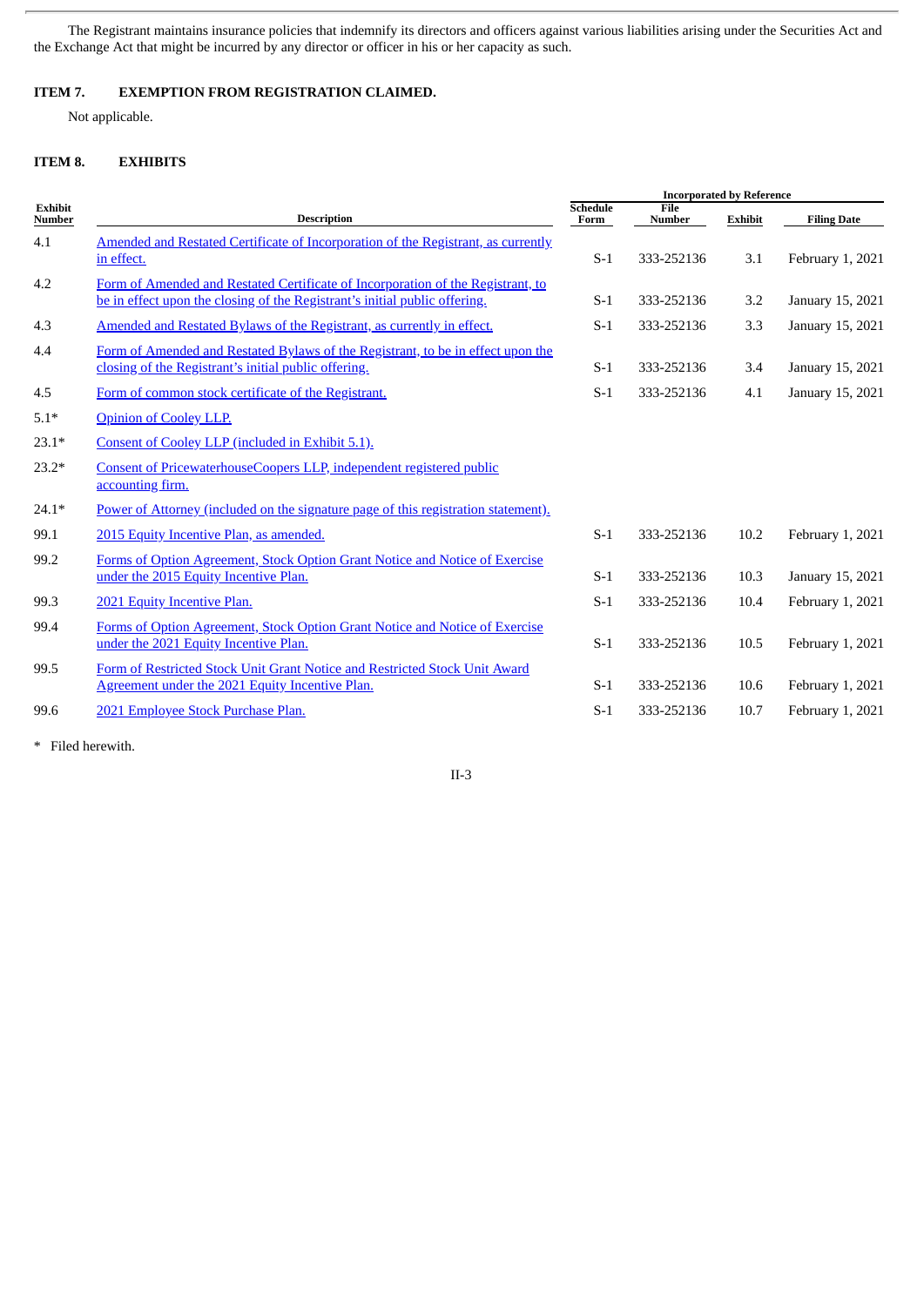The Registrant maintains insurance policies that indemnify its directors and officers against various liabilities arising under the Securities Act and the Exchange Act that might be incurred by any director or officer in his or her capacity as such.

### ITEM 7. EXEMPTION FROM REGISTRATION CLAIMED.

Not applicable.

### ITEM 8. EXHIBITS

| Exhibit Number | Description | Incorporated by Reference | | | |
|---|---|---|---|---|---|
| | | Schedule Form | File Number | Exhibit | Filing Date |
| 4.1 | Amended and Restated Certificate of Incorporation of the Registrant, as currently in effect. | S-1 | 333-252136 | 3.1 | February 1, 2021 |
| 4.2 | Form of Amended and Restated Certificate of Incorporation of the Registrant, to be in effect upon the closing of the Registrant's initial public offering. | S-1 | 333-252136 | 3.2 | January 15, 2021 |
| 4.3 | Amended and Restated Bylaws of the Registrant, as currently in effect. | S-1 | 333-252136 | 3.3 | January 15, 2021 |
| 4.4 | Form of Amended and Restated Bylaws of the Registrant, to be in effect upon the closing of the Registrant's initial public offering. | S-1 | 333-252136 | 3.4 | January 15, 2021 |
| 4.5 | Form of common stock certificate of the Registrant. | S-1 | 333-252136 | 4.1 | January 15, 2021 |
| 5.1* | Opinion of Cooley LLP. | | | | |
| 23.1* | Consent of Cooley LLP (included in Exhibit 5.1). | | | | |
| 23.2* | Consent of PricewaterhouseCoopers LLP, independent registered public accounting firm. | | | | |
| 24.1* | Power of Attorney (included on the signature page of this registration statement). | | | | |
| 99.1 | 2015 Equity Incentive Plan, as amended. | S-1 | 333-252136 | 10.2 | February 1, 2021 |
| 99.2 | Forms of Option Agreement, Stock Option Grant Notice and Notice of Exercise under the 2015 Equity Incentive Plan. | S-1 | 333-252136 | 10.3 | January 15, 2021 |
| 99.3 | 2021 Equity Incentive Plan. | S-1 | 333-252136 | 10.4 | February 1, 2021 |
| 99.4 | Forms of Option Agreement, Stock Option Grant Notice and Notice of Exercise under the 2021 Equity Incentive Plan. | S-1 | 333-252136 | 10.5 | February 1, 2021 |
| 99.5 | Form of Restricted Stock Unit Grant Notice and Restricted Stock Unit Award Agreement under the 2021 Equity Incentive Plan. | S-1 | 333-252136 | 10.6 | February 1, 2021 |
| 99.6 | 2021 Employee Stock Purchase Plan. | S-1 | 333-252136 | 10.7 | February 1, 2021 |

\* Filed herewith.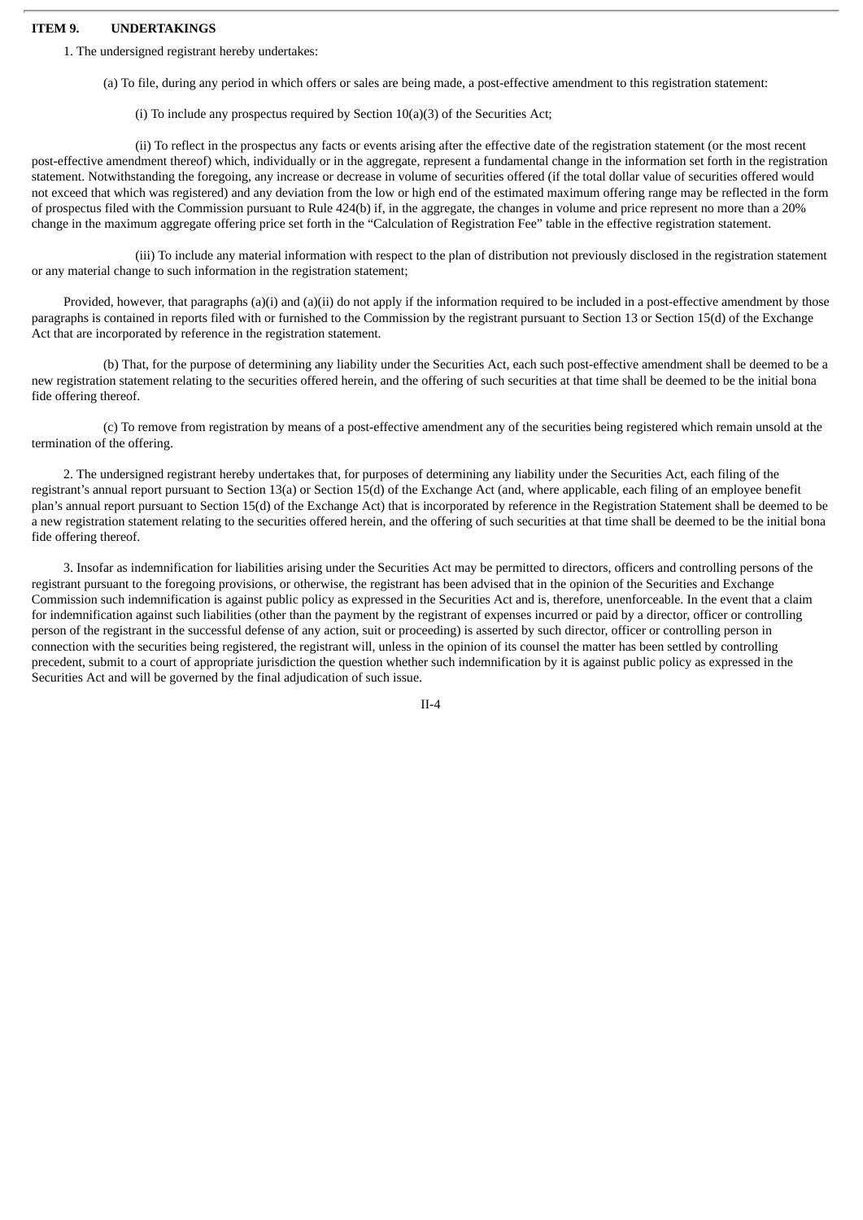**ITEM 9. UNDERTAKINGS**

1. The undersigned registrant hereby undertakes:

(a) To file, during any period in which offers or sales are being made, a post-effective amendment to this registration statement:

(i) To include any prospectus required by Section 10(a)(3) of the Securities Act;

(ii) To reflect in the prospectus any facts or events arising after the effective date of the registration statement (or the most recent post-effective amendment thereof) which, individually or in the aggregate, represent a fundamental change in the information set forth in the registration statement. Notwithstanding the foregoing, any increase or decrease in volume of securities offered (if the total dollar value of securities offered would not exceed that which was registered) and any deviation from the low or high end of the estimated maximum offering range may be reflected in the form of prospectus filed with the Commission pursuant to Rule 424(b) if, in the aggregate, the changes in volume and price represent no more than a 20% change in the maximum aggregate offering price set forth in the "Calculation of Registration Fee" table in the effective registration statement.

(iii) To include any material information with respect to the plan of distribution not previously disclosed in the registration statement or any material change to such information in the registration statement;

Provided, however, that paragraphs (a)(i) and (a)(ii) do not apply if the information required to be included in a post-effective amendment by those paragraphs is contained in reports filed with or furnished to the Commission by the registrant pursuant to Section 13 or Section 15(d) of the Exchange Act that are incorporated by reference in the registration statement.

(b) That, for the purpose of determining any liability under the Securities Act, each such post-effective amendment shall be deemed to be a new registration statement relating to the securities offered herein, and the offering of such securities at that time shall be deemed to be the initial bona fide offering thereof.

(c) To remove from registration by means of a post-effective amendment any of the securities being registered which remain unsold at the termination of the offering.

2. The undersigned registrant hereby undertakes that, for purposes of determining any liability under the Securities Act, each filing of the registrant's annual report pursuant to Section 13(a) or Section 15(d) of the Exchange Act (and, where applicable, each filing of an employee benefit plan's annual report pursuant to Section 15(d) of the Exchange Act) that is incorporated by reference in the Registration Statement shall be deemed to be a new registration statement relating to the securities offered herein, and the offering of such securities at that time shall be deemed to be the initial bona fide offering thereof.

3. Insofar as indemnification for liabilities arising under the Securities Act may be permitted to directors, officers and controlling persons of the registrant pursuant to the foregoing provisions, or otherwise, the registrant has been advised that in the opinion of the Securities and Exchange Commission such indemnification is against public policy as expressed in the Securities Act and is, therefore, unenforceable. In the event that a claim for indemnification against such liabilities (other than the payment by the registrant of expenses incurred or paid by a director, officer or controlling person of the registrant in the successful defense of any action, suit or proceeding) is asserted by such director, officer or controlling person in connection with the securities being registered, the registrant will, unless in the opinion of its counsel the matter has been settled by controlling precedent, submit to a court of appropriate jurisdiction the question whether such indemnification by it is against public policy as expressed in the Securities Act and will be governed by the final adjudication of such issue.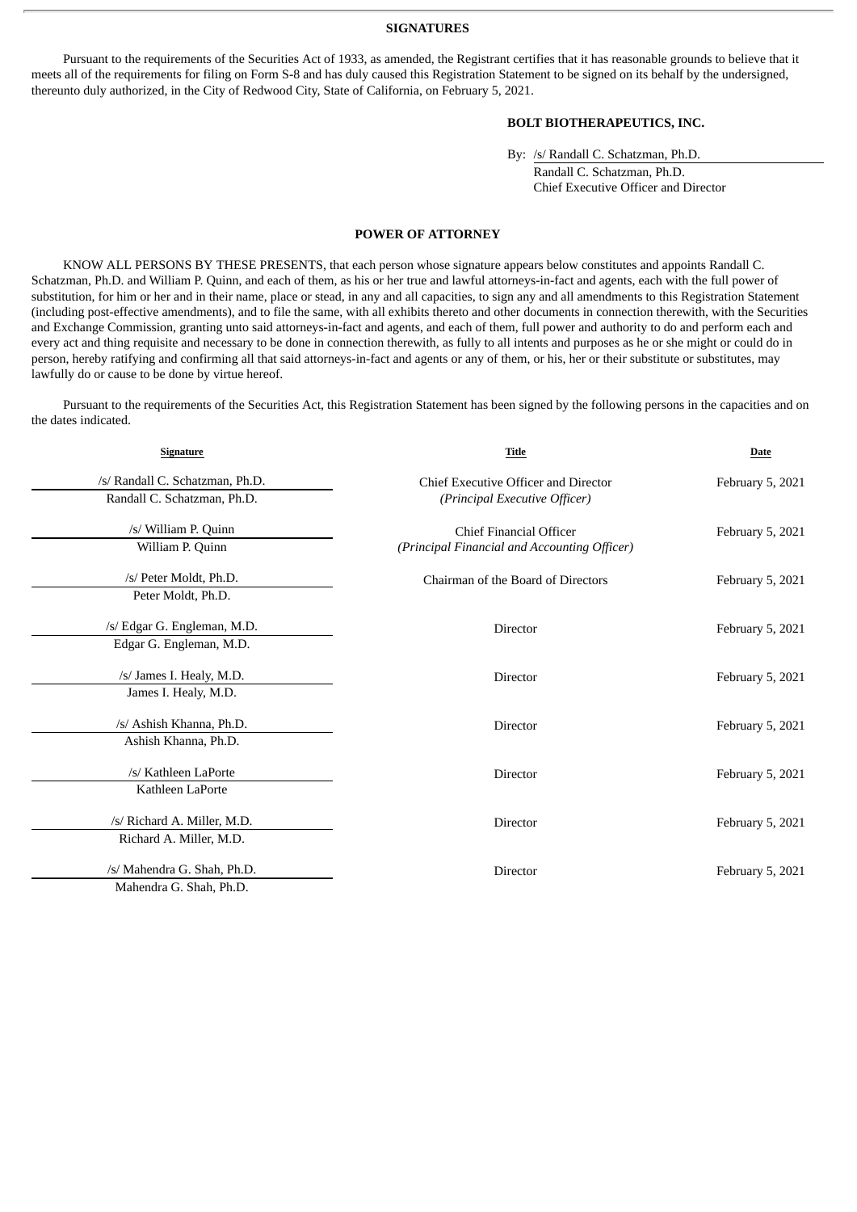## SIGNATURES

Pursuant to the requirements of the Securities Act of 1933, as amended, the Registrant certifies that it has reasonable grounds to believe that it meets all of the requirements for filing on Form S-8 and has duly caused this Registration Statement to be signed on its behalf by the undersigned, thereunto duly authorized, in the City of Redwood City, State of California, on February 5, 2021.

**BOLT BIOTHERAPEUTICS, INC.**

By: /s/ Randall C. Schatzman, Ph.D.
Randall C. Schatzman, Ph.D.
Chief Executive Officer and Director

## POWER OF ATTORNEY

KNOW ALL PERSONS BY THESE PRESENTS, that each person whose signature appears below constitutes and appoints Randall C. Schatzman, Ph.D. and William P. Quinn, and each of them, as his or her true and lawful attorneys-in-fact and agents, each with the full power of substitution, for him or her and in their name, place or stead, in any and all capacities, to sign any and all amendments to this Registration Statement (including post-effective amendments), and to file the same, with all exhibits thereto and other documents in connection therewith, with the Securities and Exchange Commission, granting unto said attorneys-in-fact and agents, and each of them, full power and authority to do and perform each and every act and thing requisite and necessary to be done in connection therewith, as fully to all intents and purposes as he or she might or could do in person, hereby ratifying and confirming all that said attorneys-in-fact and agents or any of them, or his, her or their substitute or substitutes, may lawfully do or cause to be done by virtue hereof.

Pursuant to the requirements of the Securities Act, this Registration Statement has been signed by the following persons in the capacities and on the dates indicated.

| Signature | Title | Date |
|---|---|---|
| /s/ Randall C. Schatzman, Ph.D.<br>Randall C. Schatzman, Ph.D. | Chief Executive Officer and Director<br>*(Principal Executive Officer)* | February 5, 2021 |
| /s/ William P. Quinn<br>William P. Quinn | Chief Financial Officer<br>*(Principal Financial and Accounting Officer)* | February 5, 2021 |
| /s/ Peter Moldt, Ph.D.<br>Peter Moldt, Ph.D. | Chairman of the Board of Directors | February 5, 2021 |
| /s/ Edgar G. Engleman, M.D.<br>Edgar G. Engleman, M.D. | Director | February 5, 2021 |
| /s/ James I. Healy, M.D.<br>James I. Healy, M.D. | Director | February 5, 2021 |
| /s/ Ashish Khanna, Ph.D.<br>Ashish Khanna, Ph.D. | Director | February 5, 2021 |
| /s/ Kathleen LaPorte<br>Kathleen LaPorte | Director | February 5, 2021 |
| /s/ Richard A. Miller, M.D.<br>Richard A. Miller, M.D. | Director | February 5, 2021 |
| /s/ Mahendra G. Shah, Ph.D.<br>Mahendra G. Shah, Ph.D. | Director | February 5, 2021 |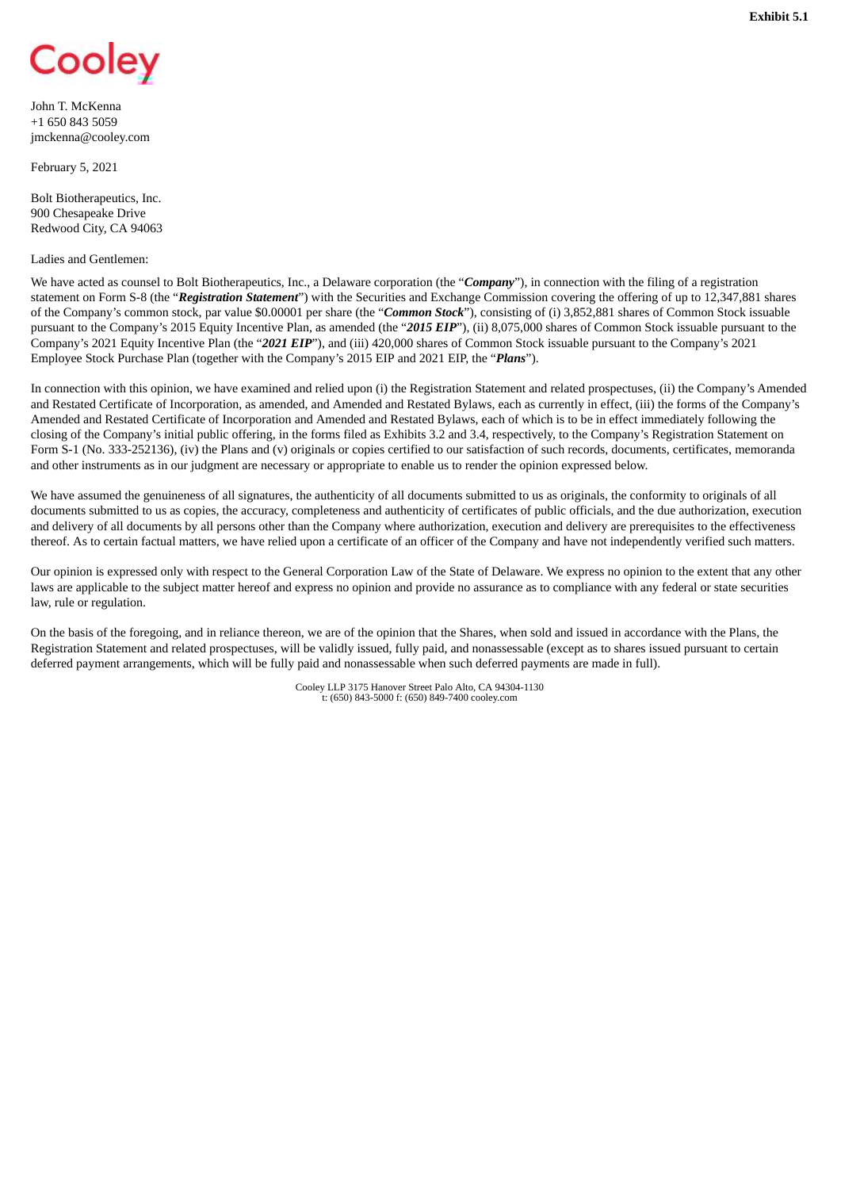**Exhibit 5.1**

Cooley

John T. McKenna
+1 650 843 5059
jmckenna@cooley.com

February 5, 2021

Bolt Biotherapeutics, Inc.
900 Chesapeake Drive
Redwood City, CA 94063

Ladies and Gentlemen:

We have acted as counsel to Bolt Biotherapeutics, Inc., a Delaware corporation (the "***Company***"), in connection with the filing of a registration statement on Form S-8 (the "***Registration Statement***") with the Securities and Exchange Commission covering the offering of up to 12,347,881 shares of the Company's common stock, par value $0.00001 per share (the "***Common Stock***"), consisting of (i) 3,852,881 shares of Common Stock issuable pursuant to the Company's 2015 Equity Incentive Plan, as amended (the "***2015 EIP***"), (ii) 8,075,000 shares of Common Stock issuable pursuant to the Company's 2021 Equity Incentive Plan (the "***2021 EIP***"), and (iii) 420,000 shares of Common Stock issuable pursuant to the Company's 2021 Employee Stock Purchase Plan (together with the Company's 2015 EIP and 2021 EIP, the "***Plans***").

In connection with this opinion, we have examined and relied upon (i) the Registration Statement and related prospectuses, (ii) the Company's Amended and Restated Certificate of Incorporation, as amended, and Amended and Restated Bylaws, each as currently in effect, (iii) the forms of the Company's Amended and Restated Certificate of Incorporation and Amended and Restated Bylaws, each of which is to be in effect immediately following the closing of the Company's initial public offering, in the forms filed as Exhibits 3.2 and 3.4, respectively, to the Company's Registration Statement on Form S-1 (No. 333-252136), (iv) the Plans and (v) originals or copies certified to our satisfaction of such records, documents, certificates, memoranda and other instruments as in our judgment are necessary or appropriate to enable us to render the opinion expressed below.

We have assumed the genuineness of all signatures, the authenticity of all documents submitted to us as originals, the conformity to originals of all documents submitted to us as copies, the accuracy, completeness and authenticity of certificates of public officials, and the due authorization, execution and delivery of all documents by all persons other than the Company where authorization, execution and delivery are prerequisites to the effectiveness thereof. As to certain factual matters, we have relied upon a certificate of an officer of the Company and have not independently verified such matters.

Our opinion is expressed only with respect to the General Corporation Law of the State of Delaware. We express no opinion to the extent that any other laws are applicable to the subject matter hereof and express no opinion and provide no assurance as to compliance with any federal or state securities law, rule or regulation.

On the basis of the foregoing, and in reliance thereon, we are of the opinion that the Shares, when sold and issued in accordance with the Plans, the Registration Statement and related prospectuses, will be validly issued, fully paid, and nonassessable (except as to shares issued pursuant to certain deferred payment arrangements, which will be fully paid and nonassessable when such deferred payments are made in full).

Cooley LLP 3175 Hanover Street Palo Alto, CA 94304-1130
t: (650) 843-5000 f: (650) 849-7400 cooley.com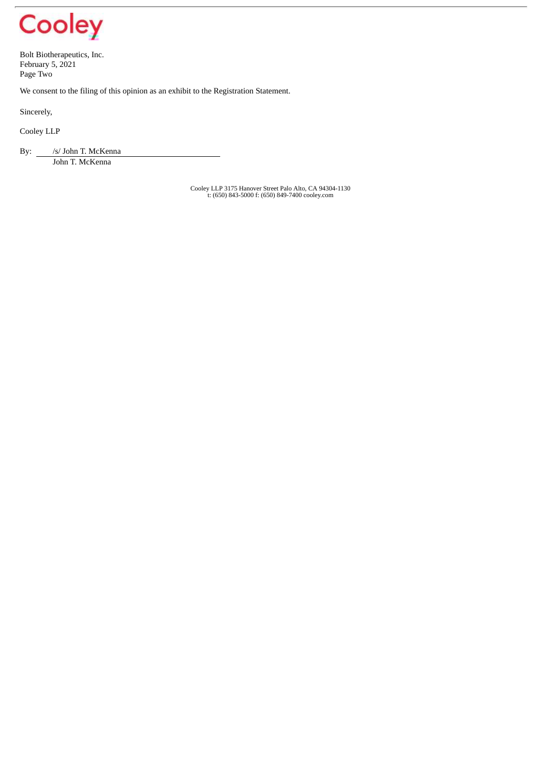Bolt Biotherapeutics, Inc.
February 5, 2021
Page Two

We consent to the filing of this opinion as an exhibit to the Registration Statement.

Sincerely,

Cooley LLP

By: /s/ John T. McKenna
John T. McKenna

Cooley LLP 3175 Hanover Street Palo Alto, CA 94304-1130
t: (650) 843-5000 f: (650) 849-7400 cooley.com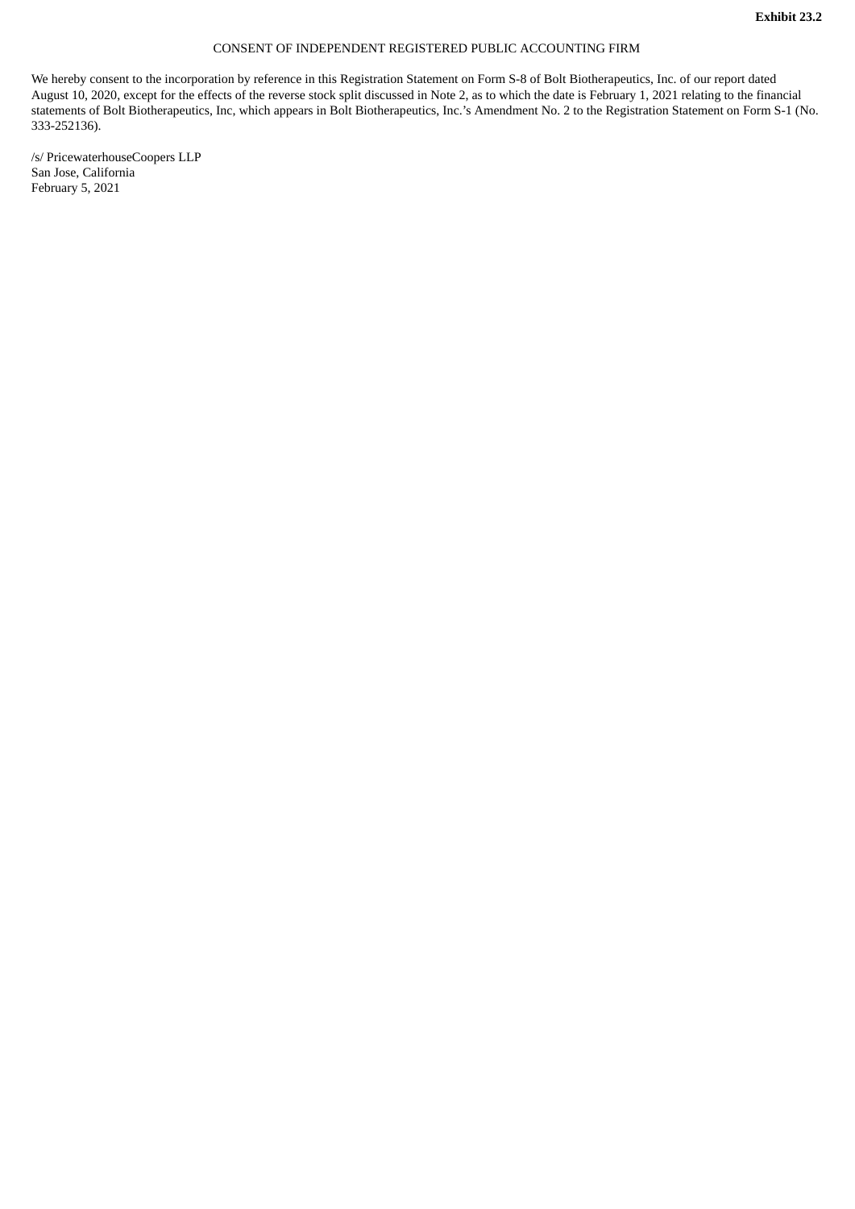**Exhibit 23.2**

CONSENT OF INDEPENDENT REGISTERED PUBLIC ACCOUNTING FIRM

We hereby consent to the incorporation by reference in this Registration Statement on Form S-8 of Bolt Biotherapeutics, Inc. of our report dated August 10, 2020, except for the effects of the reverse stock split discussed in Note 2, as to which the date is February 1, 2021 relating to the financial statements of Bolt Biotherapeutics, Inc, which appears in Bolt Biotherapeutics, Inc.'s Amendment No. 2 to the Registration Statement on Form S-1 (No. 333-252136).

/s/ PricewaterhouseCoopers LLP
San Jose, California
February 5, 2021